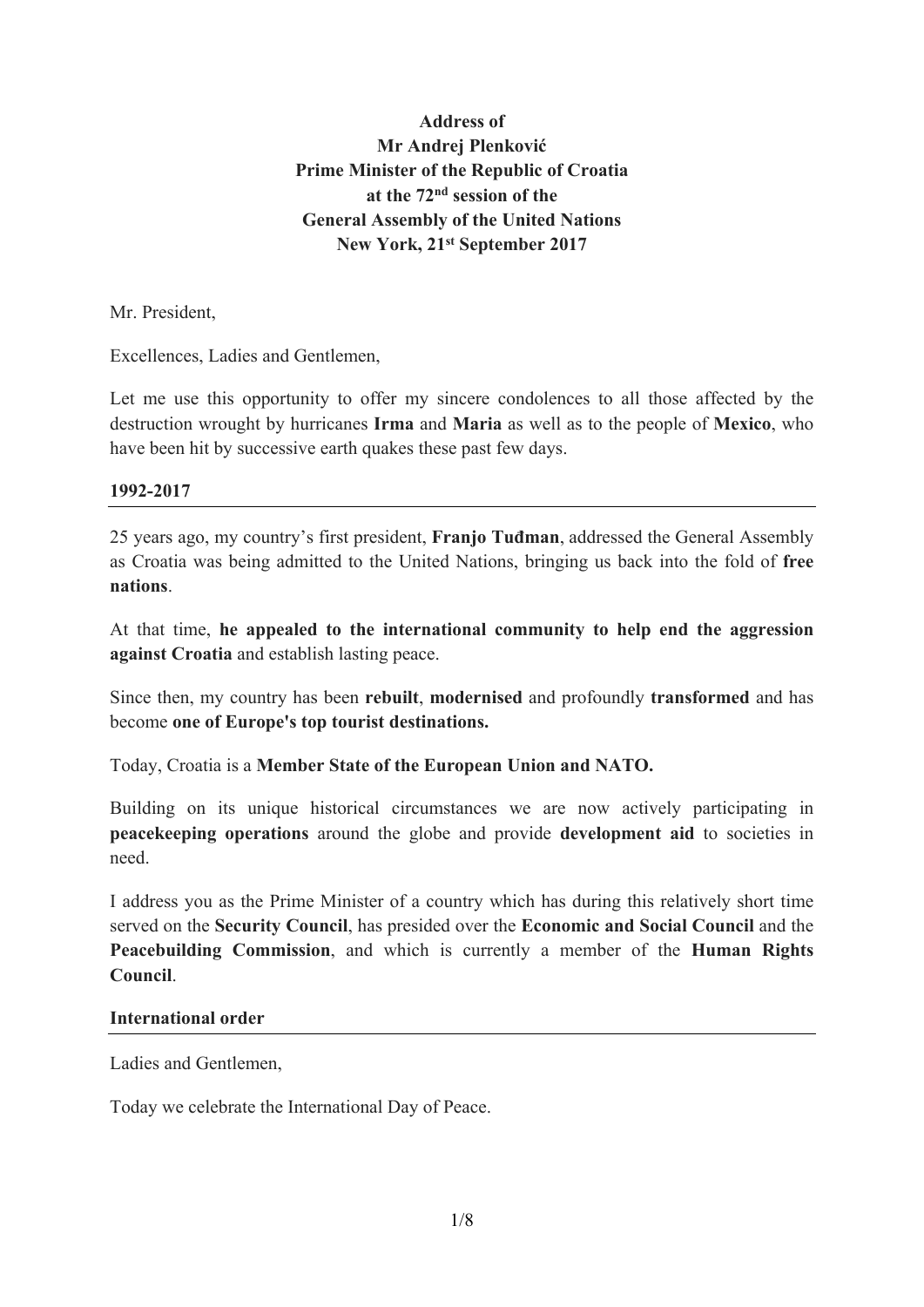**Address of**
**Mr Andrej Plenković**
**Prime Minister of the Republic of Croatia**
**at the 72nd session of the**
**General Assembly of the United Nations**
**New York, 21st September 2017**

Mr. President,

Excellences, Ladies and Gentlemen,

Let me use this opportunity to offer my sincere condolences to all those affected by the destruction wrought by hurricanes **Irma** and **Maria** as well as to the people of **Mexico**, who have been hit by successive earth quakes these past few days.

## 1992-2017

25 years ago, my country's first president, **Franjo Tuđman**, addressed the General Assembly as Croatia was being admitted to the United Nations, bringing us back into the fold of **free nations**.

At that time, **he appealed to the international community to help end the aggression against Croatia** and establish lasting peace.

Since then, my country has been **rebuilt**, **modernised** and profoundly **transformed** and has become **one of Europe's top tourist destinations.**

Today, Croatia is a **Member State of the European Union and NATO.**

Building on its unique historical circumstances we are now actively participating in **peacekeeping operations** around the globe and provide **development aid** to societies in need.

I address you as the Prime Minister of a country which has during this relatively short time served on the **Security Council**, has presided over the **Economic and Social Council** and the **Peacebuilding Commission**, and which is currently a member of the **Human Rights Council**.

## International order

Ladies and Gentlemen,

Today we celebrate the International Day of Peace.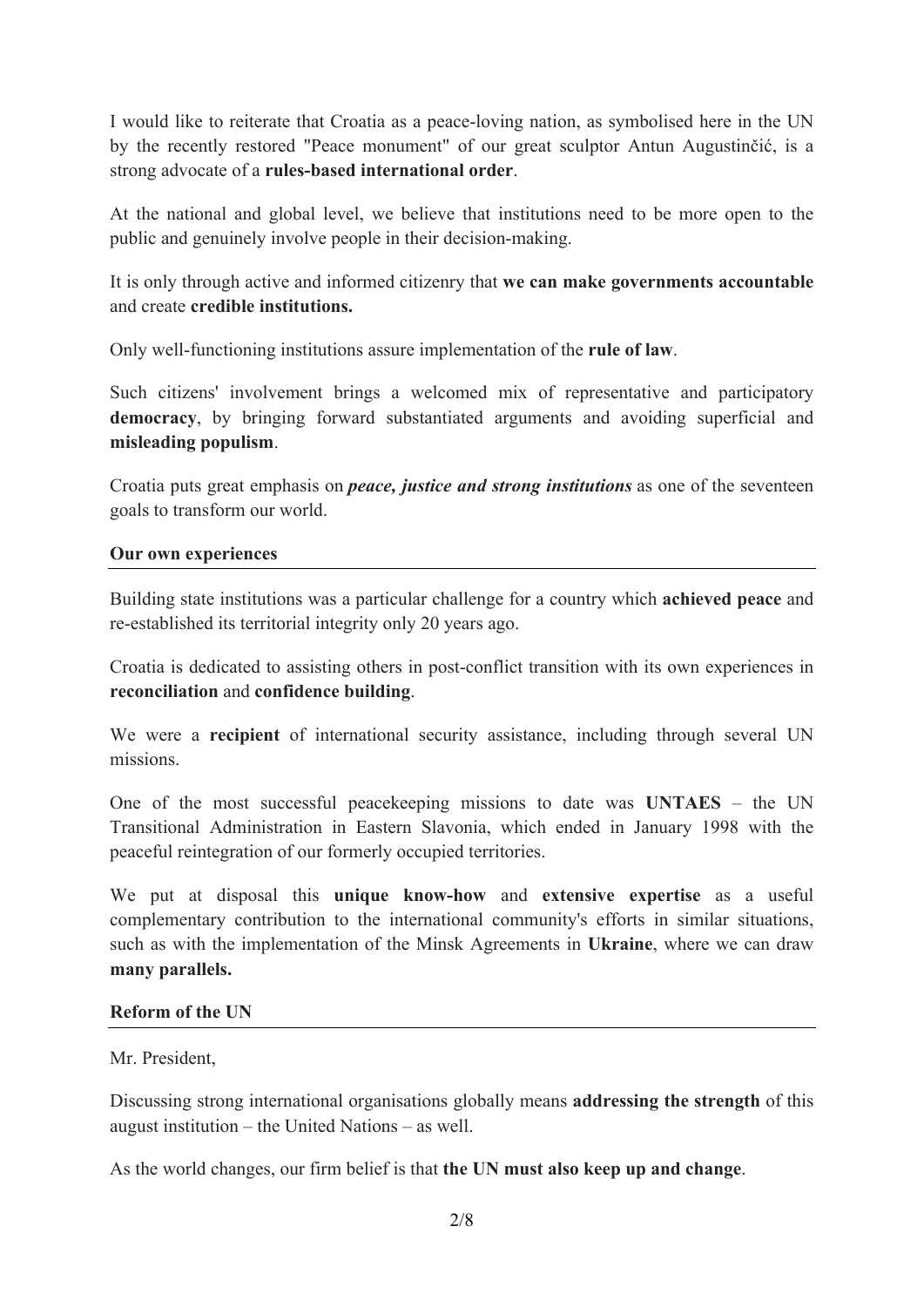I would like to reiterate that Croatia as a peace-loving nation, as symbolised here in the UN by the recently restored "Peace monument" of our great sculptor Antun Augustinčić, is a strong advocate of a **rules-based international order**.

At the national and global level, we believe that institutions need to be more open to the public and genuinely involve people in their decision-making.

It is only through active and informed citizenry that **we can make governments accountable** and create **credible institutions.**

Only well-functioning institutions assure implementation of the **rule of law**.

Such citizens' involvement brings a welcomed mix of representative and participatory **democracy**, by bringing forward substantiated arguments and avoiding superficial and **misleading populism**.

Croatia puts great emphasis on ***peace, justice and strong institutions*** as one of the seventeen goals to transform our world.

## Our own experiences

Building state institutions was a particular challenge for a country which **achieved peace** and re-established its territorial integrity only 20 years ago.

Croatia is dedicated to assisting others in post-conflict transition with its own experiences in **reconciliation** and **confidence building**.

We were a **recipient** of international security assistance, including through several UN missions.

One of the most successful peacekeeping missions to date was **UNTAES** – the UN Transitional Administration in Eastern Slavonia, which ended in January 1998 with the peaceful reintegration of our formerly occupied territories.

We put at disposal this **unique know-how** and **extensive expertise** as a useful complementary contribution to the international community's efforts in similar situations, such as with the implementation of the Minsk Agreements in **Ukraine**, where we can draw **many parallels.**

## Reform of the UN

Mr. President,

Discussing strong international organisations globally means **addressing the strength** of this august institution – the United Nations – as well.

As the world changes, our firm belief is that **the UN must also keep up and change**.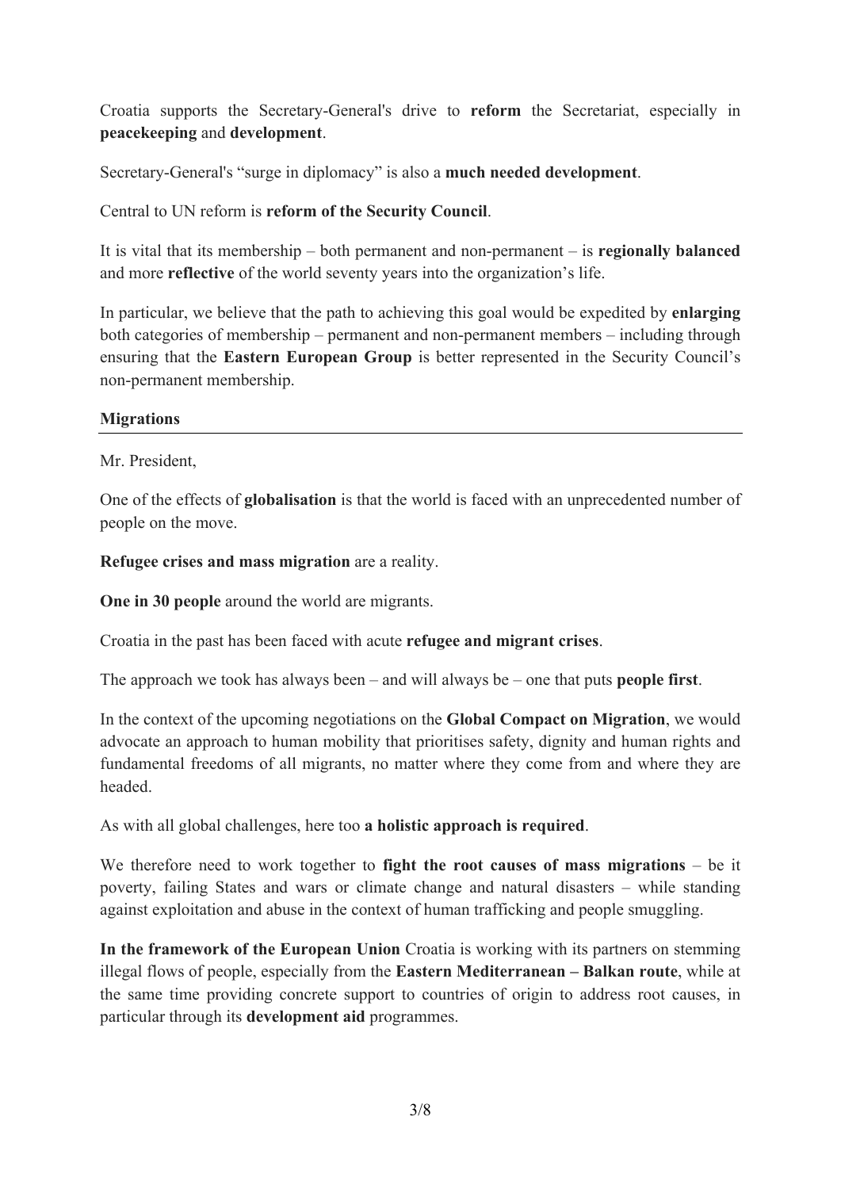Croatia supports the Secretary-General's drive to **reform** the Secretariat, especially in **peacekeeping** and **development**.

Secretary-General's "surge in diplomacy" is also a **much needed development**.

Central to UN reform is **reform of the Security Council**.

It is vital that its membership – both permanent and non-permanent – is **regionally balanced** and more **reflective** of the world seventy years into the organization's life.

In particular, we believe that the path to achieving this goal would be expedited by **enlarging** both categories of membership – permanent and non-permanent members – including through ensuring that the **Eastern European Group** is better represented in the Security Council's non-permanent membership.

## Migrations

Mr. President,

One of the effects of **globalisation** is that the world is faced with an unprecedented number of people on the move.

**Refugee crises and mass migration** are a reality.

**One in 30 people** around the world are migrants.

Croatia in the past has been faced with acute **refugee and migrant crises**.

The approach we took has always been – and will always be – one that puts **people first**.

In the context of the upcoming negotiations on the **Global Compact on Migration**, we would advocate an approach to human mobility that prioritises safety, dignity and human rights and fundamental freedoms of all migrants, no matter where they come from and where they are headed.

As with all global challenges, here too **a holistic approach is required**.

We therefore need to work together to **fight the root causes of mass migrations** – be it poverty, failing States and wars or climate change and natural disasters – while standing against exploitation and abuse in the context of human trafficking and people smuggling.

**In the framework of the European Union** Croatia is working with its partners on stemming illegal flows of people, especially from the **Eastern Mediterranean – Balkan route**, while at the same time providing concrete support to countries of origin to address root causes, in particular through its **development aid** programmes.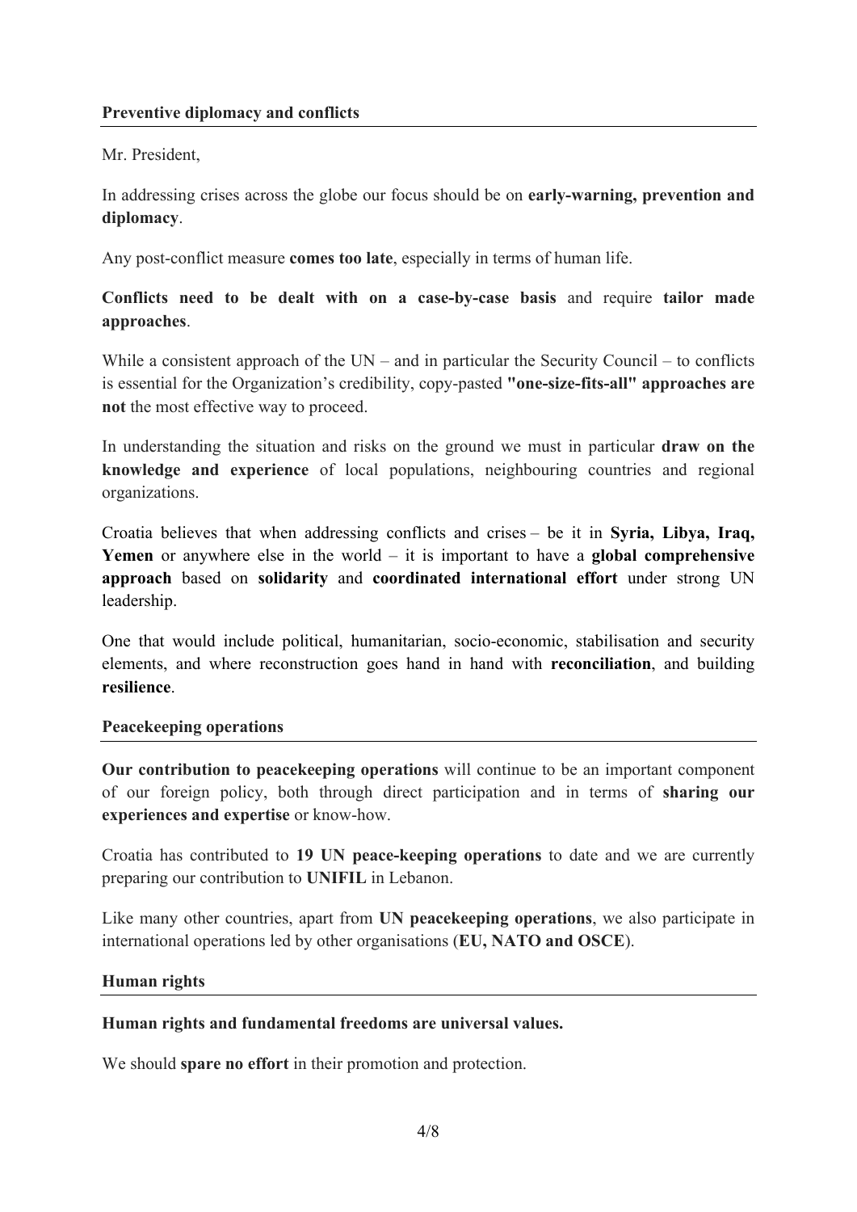**Preventive diplomacy and conflicts**

Mr. President,

In addressing crises across the globe our focus should be on **early-warning, prevention and diplomacy**.

Any post-conflict measure **comes too late**, especially in terms of human life.

**Conflicts need to be dealt with on a case-by-case basis** and require **tailor made approaches**.

While a consistent approach of the UN – and in particular the Security Council – to conflicts is essential for the Organization's credibility, copy-pasted **"one-size-fits-all" approaches are not** the most effective way to proceed.

In understanding the situation and risks on the ground we must in particular **draw on the knowledge and experience** of local populations, neighbouring countries and regional organizations.

Croatia believes that when addressing conflicts and crises – be it in **Syria, Libya, Iraq, Yemen** or anywhere else in the world – it is important to have a **global comprehensive approach** based on **solidarity** and **coordinated international effort** under strong UN leadership.

One that would include political, humanitarian, socio-economic, stabilisation and security elements, and where reconstruction goes hand in hand with **reconciliation**, and building **resilience**.

**Peacekeeping operations**

**Our contribution to peacekeeping operations** will continue to be an important component of our foreign policy, both through direct participation and in terms of **sharing our experiences and expertise** or know-how.

Croatia has contributed to **19 UN peace-keeping operations** to date and we are currently preparing our contribution to **UNIFIL** in Lebanon.

Like many other countries, apart from **UN peacekeeping operations**, we also participate in international operations led by other organisations (**EU, NATO and OSCE**).

**Human rights**

**Human rights and fundamental freedoms are universal values.**

We should **spare no effort** in their promotion and protection.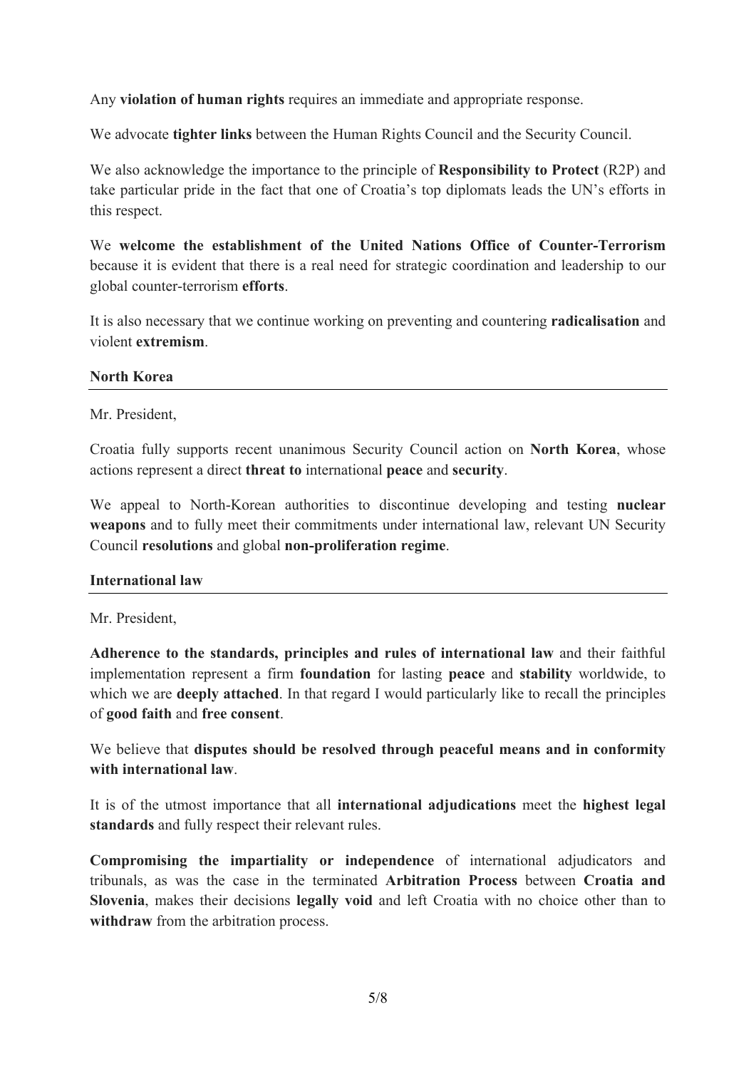Any **violation of human rights** requires an immediate and appropriate response.

We advocate **tighter links** between the Human Rights Council and the Security Council.

We also acknowledge the importance to the principle of **Responsibility to Protect** (R2P) and take particular pride in the fact that one of Croatia's top diplomats leads the UN's efforts in this respect.

We **welcome the establishment of the United Nations Office of Counter-Terrorism** because it is evident that there is a real need for strategic coordination and leadership to our global counter-terrorism **efforts**.

It is also necessary that we continue working on preventing and countering **radicalisation** and violent **extremism**.

## North Korea

Mr. President,

Croatia fully supports recent unanimous Security Council action on **North Korea**, whose actions represent a direct **threat to** international **peace** and **security**.

We appeal to North-Korean authorities to discontinue developing and testing **nuclear weapons** and to fully meet their commitments under international law, relevant UN Security Council **resolutions** and global **non-proliferation regime**.

## International law

Mr. President,

**Adherence to the standards, principles and rules of international law** and their faithful implementation represent a firm **foundation** for lasting **peace** and **stability** worldwide, to which we are **deeply attached**. In that regard I would particulary like to recall the principles of **good faith** and **free consent**.

We believe that **disputes should be resolved through peaceful means and in conformity with international law**.

It is of the utmost importance that all **international adjudications** meet the **highest legal standards** and fully respect their relevant rules.

**Compromising the impartiality or independence** of international adjudicators and tribunals, as was the case in the terminated **Arbitration Process** between **Croatia and Slovenia**, makes their decisions **legally void** and left Croatia with no choice other than to **withdraw** from the arbitration process.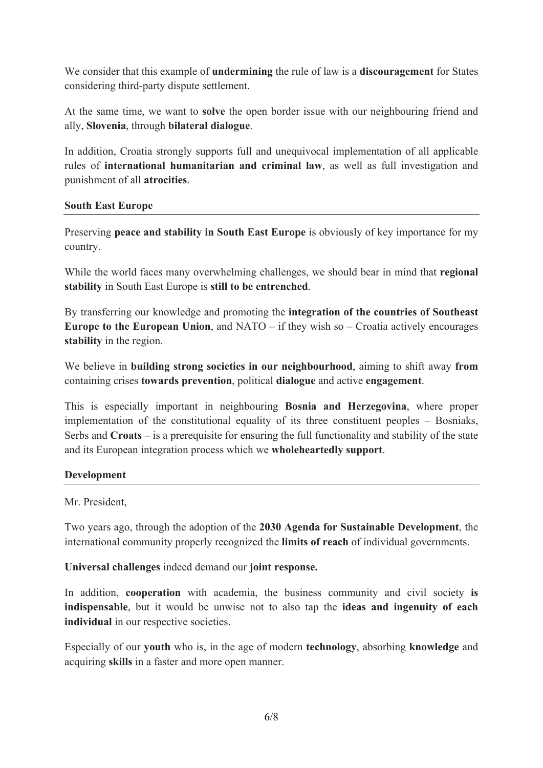We consider that this example of **undermining** the rule of law is a **discouragement** for States considering third-party dispute settlement.

At the same time, we want to **solve** the open border issue with our neighbouring friend and ally, **Slovenia**, through **bilateral dialogue**.

In addition, Croatia strongly supports full and unequivocal implementation of all applicable rules of **international humanitarian and criminal law**, as well as full investigation and punishment of all **atrocities**.

## South East Europe

Preserving **peace and stability in South East Europe** is obviously of key importance for my country.

While the world faces many overwhelming challenges, we should bear in mind that **regional stability** in South East Europe is **still to be entrenched**.

By transferring our knowledge and promoting the **integration of the countries of Southeast Europe to the European Union**, and NATO – if they wish so – Croatia actively encourages **stability** in the region.

We believe in **building strong societies in our neighbourhood**, aiming to shift away **from** containing crises **towards prevention**, political **dialogue** and active **engagement**.

This is especially important in neighbouring **Bosnia and Herzegovina**, where proper implementation of the constitutional equality of its three constituent peoples – Bosniaks, Serbs and **Croats** – is a prerequisite for ensuring the full functionality and stability of the state and its European integration process which we **wholeheartedly support**.

## Development

Mr. President,

Two years ago, through the adoption of the **2030 Agenda for Sustainable Development**, the international community properly recognized the **limits of reach** of individual governments.

**Universal challenges** indeed demand our **joint response.**

In addition, **cooperation** with academia, the business community and civil society **is indispensable**, but it would be unwise not to also tap the **ideas and ingenuity of each individual** in our respective societies.

Especially of our **youth** who is, in the age of modern **technology**, absorbing **knowledge** and acquiring **skills** in a faster and more open manner.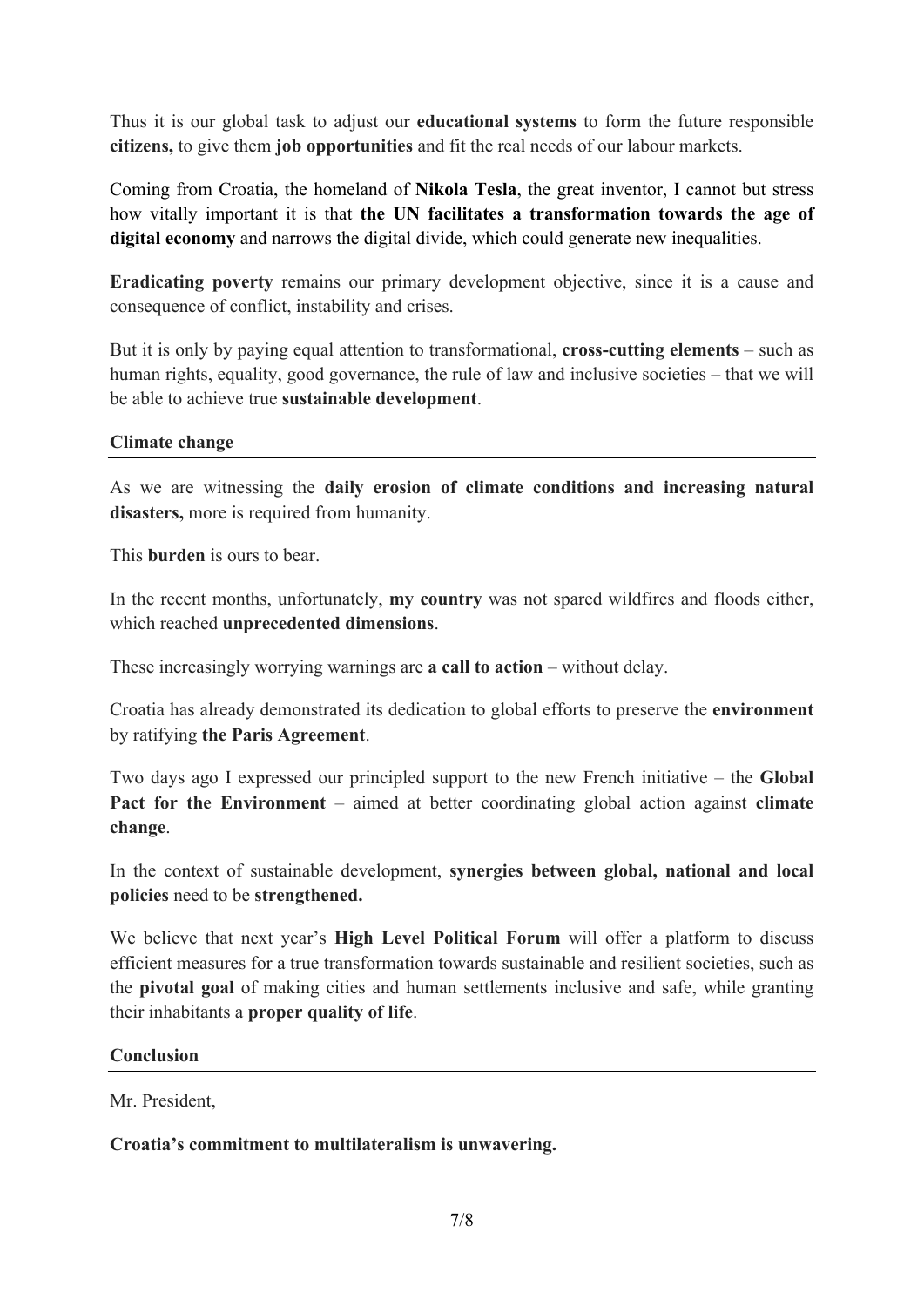Thus it is our global task to adjust our **educational systems** to form the future responsible **citizens,** to give them **job opportunities** and fit the real needs of our labour markets.

Coming from Croatia, the homeland of **Nikola Tesla**, the great inventor, I cannot but stress how vitally important it is that **the UN facilitates a transformation towards the age of digital economy** and narrows the digital divide, which could generate new inequalities.

**Eradicating poverty** remains our primary development objective, since it is a cause and consequence of conflict, instability and crises.

But it is only by paying equal attention to transformational, **cross-cutting elements** – such as human rights, equality, good governance, the rule of law and inclusive societies – that we will be able to achieve true **sustainable development**.

## Climate change

As we are witnessing the **daily erosion of climate conditions and increasing natural disasters,** more is required from humanity.

This **burden** is ours to bear.

In the recent months, unfortunately, **my country** was not spared wildfires and floods either, which reached **unprecedented dimensions**.

These increasingly worrying warnings are **a call to action** – without delay.

Croatia has already demonstrated its dedication to global efforts to preserve the **environment** by ratifying **the Paris Agreement**.

Two days ago I expressed our principled support to the new French initiative – the **Global Pact for the Environment** – aimed at better coordinating global action against **climate change**.

In the context of sustainable development, **synergies between global, national and local policies** need to be **strengthened.**

We believe that next year's **High Level Political Forum** will offer a platform to discuss efficient measures for a true transformation towards sustainable and resilient societies, such as the **pivotal goal** of making cities and human settlements inclusive and safe, while granting their inhabitants a **proper quality of life**.

## Conclusion

Mr. President,

**Croatia's commitment to multilateralism is unwavering.**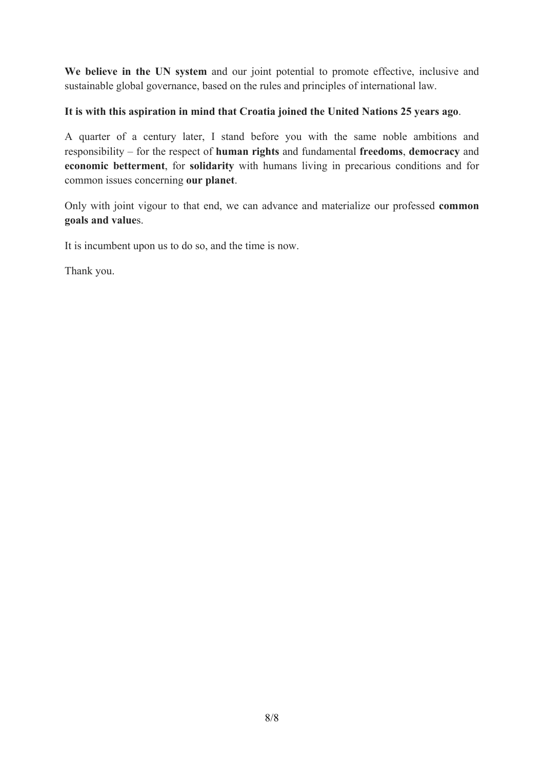**We believe in the UN system** and our joint potential to promote effective, inclusive and sustainable global governance, based on the rules and principles of international law.

**It is with this aspiration in mind that Croatia joined the United Nations 25 years ago**.

A quarter of a century later, I stand before you with the same noble ambitions and responsibility – for the respect of **human rights** and fundamental **freedoms**, **democracy** and **economic betterment**, for **solidarity** with humans living in precarious conditions and for common issues concerning **our planet**.

Only with joint vigour to that end, we can advance and materialize our professed **common goals and value**s.

It is incumbent upon us to do so, and the time is now.

Thank you.